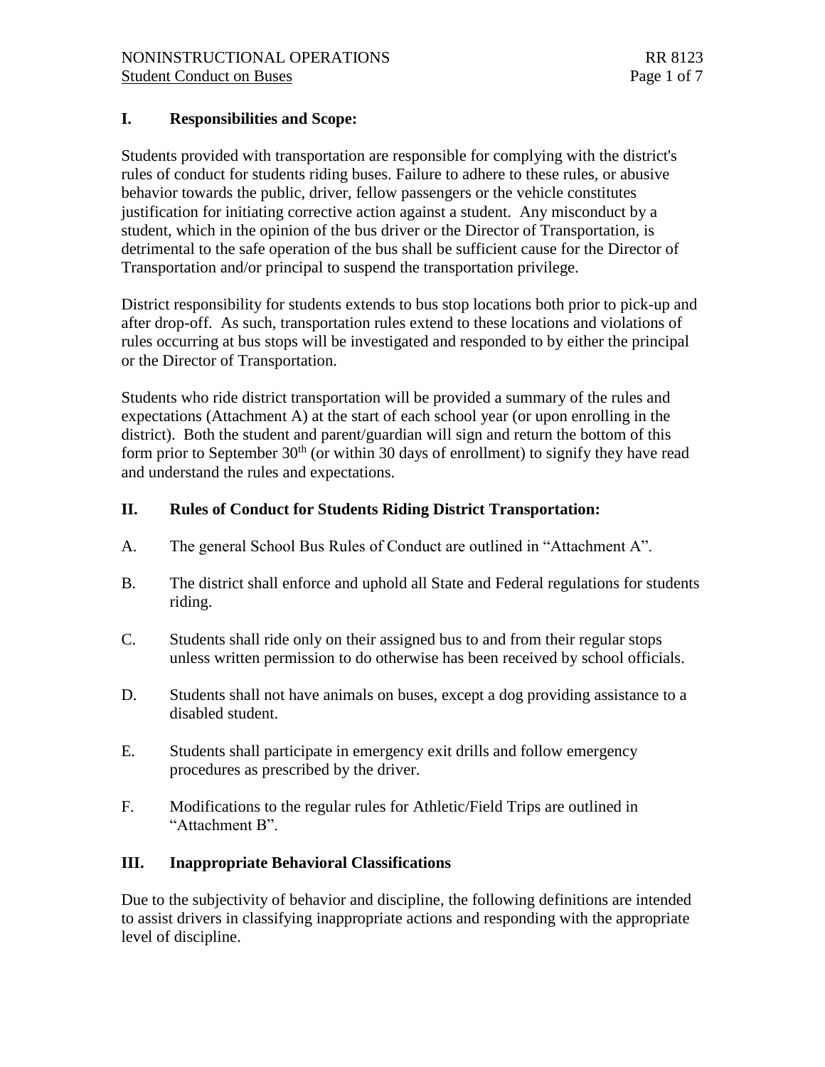## I. Responsibilities and Scope:

Students provided with transportation are responsible for complying with the district's rules of conduct for students riding buses. Failure to adhere to these rules, or abusive behavior towards the public, driver, fellow passengers or the vehicle constitutes justification for initiating corrective action against a student. Any misconduct by a student, which in the opinion of the bus driver or the Director of Transportation, is detrimental to the safe operation of the bus shall be sufficient cause for the Director of Transportation and/or principal to suspend the transportation privilege.

District responsibility for students extends to bus stop locations both prior to pick-up and after drop-off. As such, transportation rules extend to these locations and violations of rules occurring at bus stops will be investigated and responded to by either the principal or the Director of Transportation.

Students who ride district transportation will be provided a summary of the rules and expectations (Attachment A) at the start of each school year (or upon enrolling in the district). Both the student and parent/guardian will sign and return the bottom of this form prior to September 30th (or within 30 days of enrollment) to signify they have read and understand the rules and expectations.

## II. Rules of Conduct for Students Riding District Transportation:

A. The general School Bus Rules of Conduct are outlined in "Attachment A".

B. The district shall enforce and uphold all State and Federal regulations for students riding.

C. Students shall ride only on their assigned bus to and from their regular stops unless written permission to do otherwise has been received by school officials.

D. Students shall not have animals on buses, except a dog providing assistance to a disabled student.

E. Students shall participate in emergency exit drills and follow emergency procedures as prescribed by the driver.

F. Modifications to the regular rules for Athletic/Field Trips are outlined in "Attachment B".

## III. Inappropriate Behavioral Classifications

Due to the subjectivity of behavior and discipline, the following definitions are intended to assist drivers in classifying inappropriate actions and responding with the appropriate level of discipline.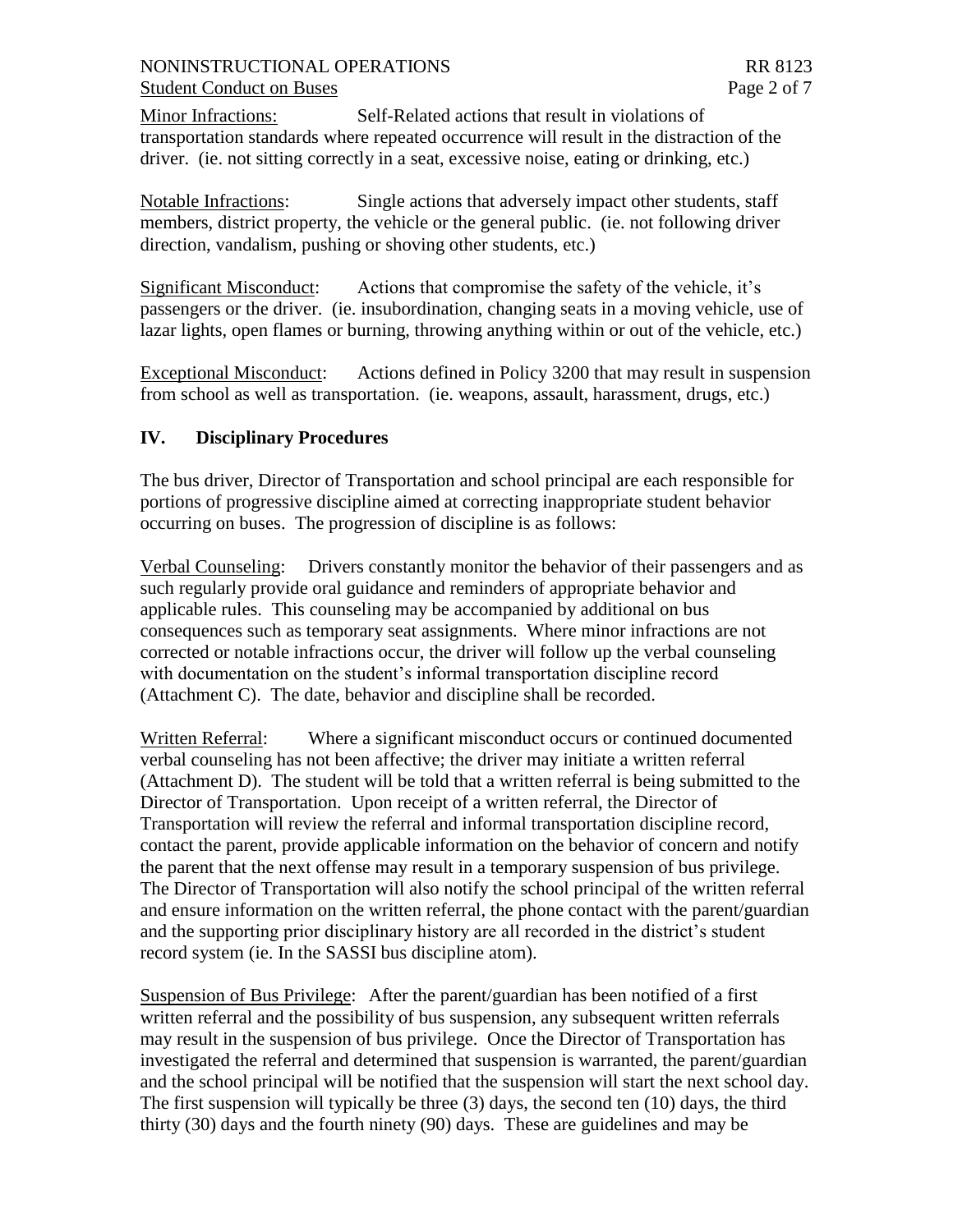Minor Infractions: Self-Related actions that result in violations of transportation standards where repeated occurrence will result in the distraction of the driver. (ie. not sitting correctly in a seat, excessive noise, eating or drinking, etc.)

Notable Infractions: Single actions that adversely impact other students, staff members, district property, the vehicle or the general public. (ie. not following driver direction, vandalism, pushing or shoving other students, etc.)

Significant Misconduct: Actions that compromise the safety of the vehicle, it's passengers or the driver. (ie. insubordination, changing seats in a moving vehicle, use of lazar lights, open flames or burning, throwing anything within or out of the vehicle, etc.)

Exceptional Misconduct: Actions defined in Policy 3200 that may result in suspension from school as well as transportation. (ie. weapons, assault, harassment, drugs, etc.)

## IV. Disciplinary Procedures

The bus driver, Director of Transportation and school principal are each responsible for portions of progressive discipline aimed at correcting inappropriate student behavior occurring on buses. The progression of discipline is as follows:

Verbal Counseling: Drivers constantly monitor the behavior of their passengers and as such regularly provide oral guidance and reminders of appropriate behavior and applicable rules. This counseling may be accompanied by additional on bus consequences such as temporary seat assignments. Where minor infractions are not corrected or notable infractions occur, the driver will follow up the verbal counseling with documentation on the student's informal transportation discipline record (Attachment C). The date, behavior and discipline shall be recorded.

Written Referral: Where a significant misconduct occurs or continued documented verbal counseling has not been affective; the driver may initiate a written referral (Attachment D). The student will be told that a written referral is being submitted to the Director of Transportation. Upon receipt of a written referral, the Director of Transportation will review the referral and informal transportation discipline record, contact the parent, provide applicable information on the behavior of concern and notify the parent that the next offense may result in a temporary suspension of bus privilege. The Director of Transportation will also notify the school principal of the written referral and ensure information on the written referral, the phone contact with the parent/guardian and the supporting prior disciplinary history are all recorded in the district's student record system (ie. In the SASSI bus discipline atom).

Suspension of Bus Privilege: After the parent/guardian has been notified of a first written referral and the possibility of bus suspension, any subsequent written referrals may result in the suspension of bus privilege. Once the Director of Transportation has investigated the referral and determined that suspension is warranted, the parent/guardian and the school principal will be notified that the suspension will start the next school day. The first suspension will typically be three (3) days, the second ten (10) days, the third thirty (30) days and the fourth ninety (90) days. These are guidelines and may be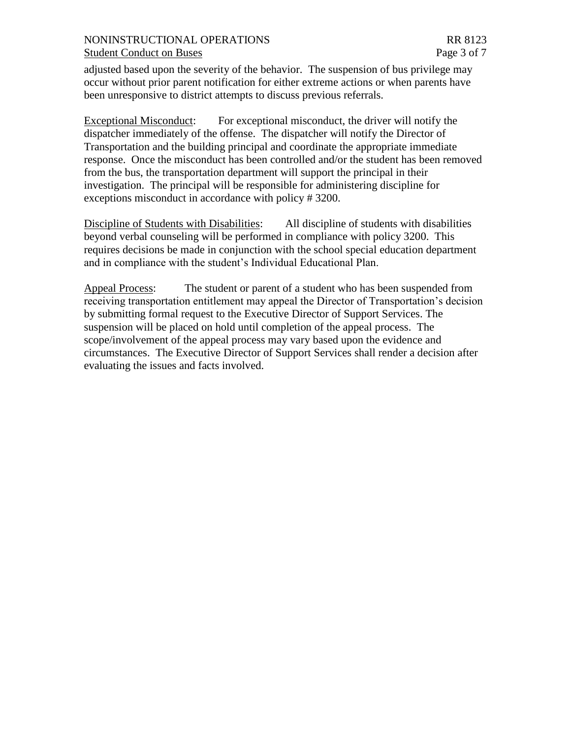adjusted based upon the severity of the behavior. The suspension of bus privilege may occur without prior parent notification for either extreme actions or when parents have been unresponsive to district attempts to discuss previous referrals.

Exceptional Misconduct: For exceptional misconduct, the driver will notify the dispatcher immediately of the offense. The dispatcher will notify the Director of Transportation and the building principal and coordinate the appropriate immediate response. Once the misconduct has been controlled and/or the student has been removed from the bus, the transportation department will support the principal in their investigation. The principal will be responsible for administering discipline for exceptions misconduct in accordance with policy # 3200.

Discipline of Students with Disabilities: All discipline of students with disabilities beyond verbal counseling will be performed in compliance with policy 3200. This requires decisions be made in conjunction with the school special education department and in compliance with the student's Individual Educational Plan.

Appeal Process: The student or parent of a student who has been suspended from receiving transportation entitlement may appeal the Director of Transportation's decision by submitting formal request to the Executive Director of Support Services. The suspension will be placed on hold until completion of the appeal process. The scope/involvement of the appeal process may vary based upon the evidence and circumstances. The Executive Director of Support Services shall render a decision after evaluating the issues and facts involved.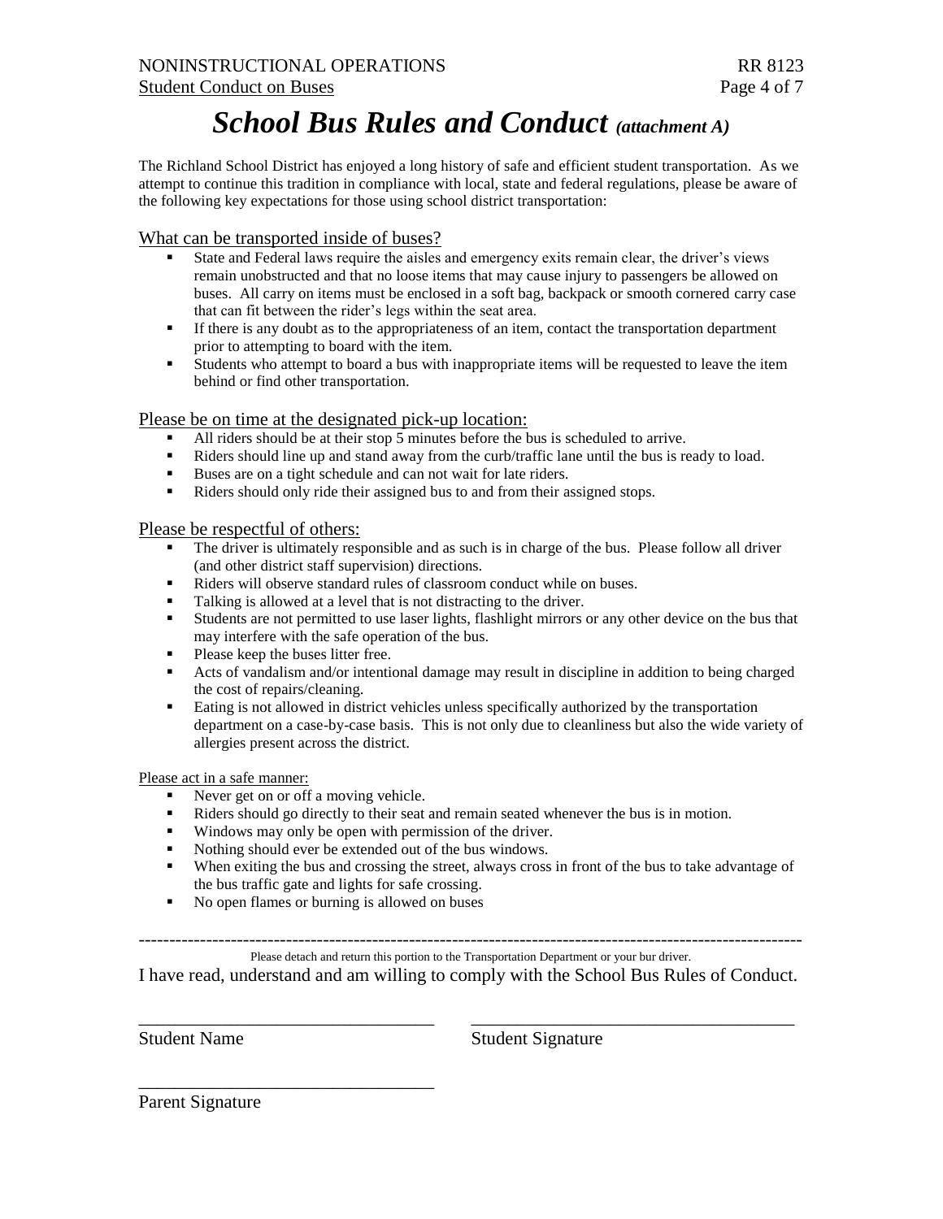# *School Bus Rules and Conduct* *(attachment A)*

The Richland School District has enjoyed a long history of safe and efficient student transportation. As we attempt to continue this tradition in compliance with local, state and federal regulations, please be aware of the following key expectations for those using school district transportation:

## What can be transported inside of buses?

- State and Federal laws require the aisles and emergency exits remain clear, the driver's views remain unobstructed and that no loose items that may cause injury to passengers be allowed on buses. All carry on items must be enclosed in a soft bag, backpack or smooth cornered carry case that can fit between the rider's legs within the seat area.
- If there is any doubt as to the appropriateness of an item, contact the transportation department prior to attempting to board with the item.
- Students who attempt to board a bus with inappropriate items will be requested to leave the item behind or find other transportation.

## Please be on time at the designated pick-up location:

- All riders should be at their stop 5 minutes before the bus is scheduled to arrive.
- Riders should line up and stand away from the curb/traffic lane until the bus is ready to load.
- Buses are on a tight schedule and can not wait for late riders.
- Riders should only ride their assigned bus to and from their assigned stops.

## Please be respectful of others:

- The driver is ultimately responsible and as such is in charge of the bus. Please follow all driver (and other district staff supervision) directions.
- Riders will observe standard rules of classroom conduct while on buses.
- Talking is allowed at a level that is not distracting to the driver.
- Students are not permitted to use laser lights, flashlight mirrors or any other device on the bus that may interfere with the safe operation of the bus.
- Please keep the buses litter free.
- Acts of vandalism and/or intentional damage may result in discipline in addition to being charged the cost of repairs/cleaning.
- Eating is not allowed in district vehicles unless specifically authorized by the transportation department on a case-by-case basis. This is not only due to cleanliness but also the wide variety of allergies present across the district.

### Please act in a safe manner:

- Never get on or off a moving vehicle.
- Riders should go directly to their seat and remain seated whenever the bus is in motion.
- Windows may only be open with permission of the driver.
- Nothing should ever be extended out of the bus windows.
- When exiting the bus and crossing the street, always cross in front of the bus to take advantage of the bus traffic gate and lights for safe crossing.
- No open flames or burning is allowed on buses

---

Please detach and return this portion to the Transportation Department or your bur driver.

I have read, understand and am willing to comply with the School Bus Rules of Conduct.

\_\_\_\_\_\_\_\_\_\_\_\_\_\_\_\_\_\_\_\_\_\_\_\_\_\_\_\_\_\_\_\_ \_\_\_\_\_\_\_\_\_\_\_\_\_\_\_\_\_\_\_\_\_\_\_\_\_\_\_\_\_\_\_\_\_\_\_

Student Name Student Signature

\_\_\_\_\_\_\_\_\_\_\_\_\_\_\_\_\_\_\_\_\_\_\_\_\_\_\_\_\_\_\_\_

Parent Signature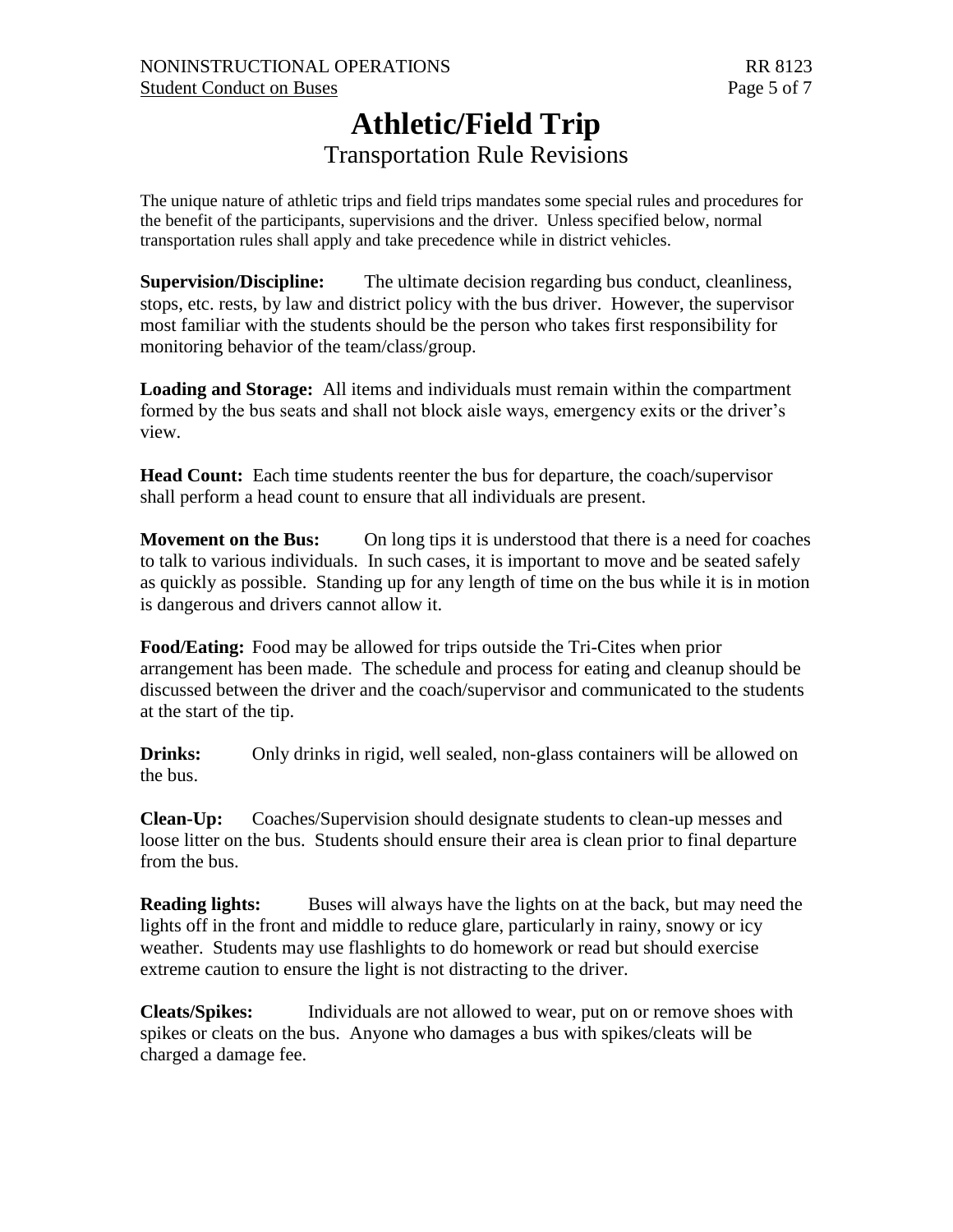# Athletic/Field Trip

## Transportation Rule Revisions

The unique nature of athletic trips and field trips mandates some special rules and procedures for the benefit of the participants, supervisions and the driver. Unless specified below, normal transportation rules shall apply and take precedence while in district vehicles.

**Supervision/Discipline:** The ultimate decision regarding bus conduct, cleanliness, stops, etc. rests, by law and district policy with the bus driver. However, the supervisor most familiar with the students should be the person who takes first responsibility for monitoring behavior of the team/class/group.

**Loading and Storage:** All items and individuals must remain within the compartment formed by the bus seats and shall not block aisle ways, emergency exits or the driver's view.

**Head Count:** Each time students reenter the bus for departure, the coach/supervisor shall perform a head count to ensure that all individuals are present.

**Movement on the Bus:** On long tips it is understood that there is a need for coaches to talk to various individuals. In such cases, it is important to move and be seated safely as quickly as possible. Standing up for any length of time on the bus while it is in motion is dangerous and drivers cannot allow it.

**Food/Eating:** Food may be allowed for trips outside the Tri-Cites when prior arrangement has been made. The schedule and process for eating and cleanup should be discussed between the driver and the coach/supervisor and communicated to the students at the start of the tip.

**Drinks:** Only drinks in rigid, well sealed, non-glass containers will be allowed on the bus.

**Clean-Up:** Coaches/Supervision should designate students to clean-up messes and loose litter on the bus. Students should ensure their area is clean prior to final departure from the bus.

**Reading lights:** Buses will always have the lights on at the back, but may need the lights off in the front and middle to reduce glare, particularly in rainy, snowy or icy weather. Students may use flashlights to do homework or read but should exercise extreme caution to ensure the light is not distracting to the driver.

**Cleats/Spikes:** Individuals are not allowed to wear, put on or remove shoes with spikes or cleats on the bus. Anyone who damages a bus with spikes/cleats will be charged a damage fee.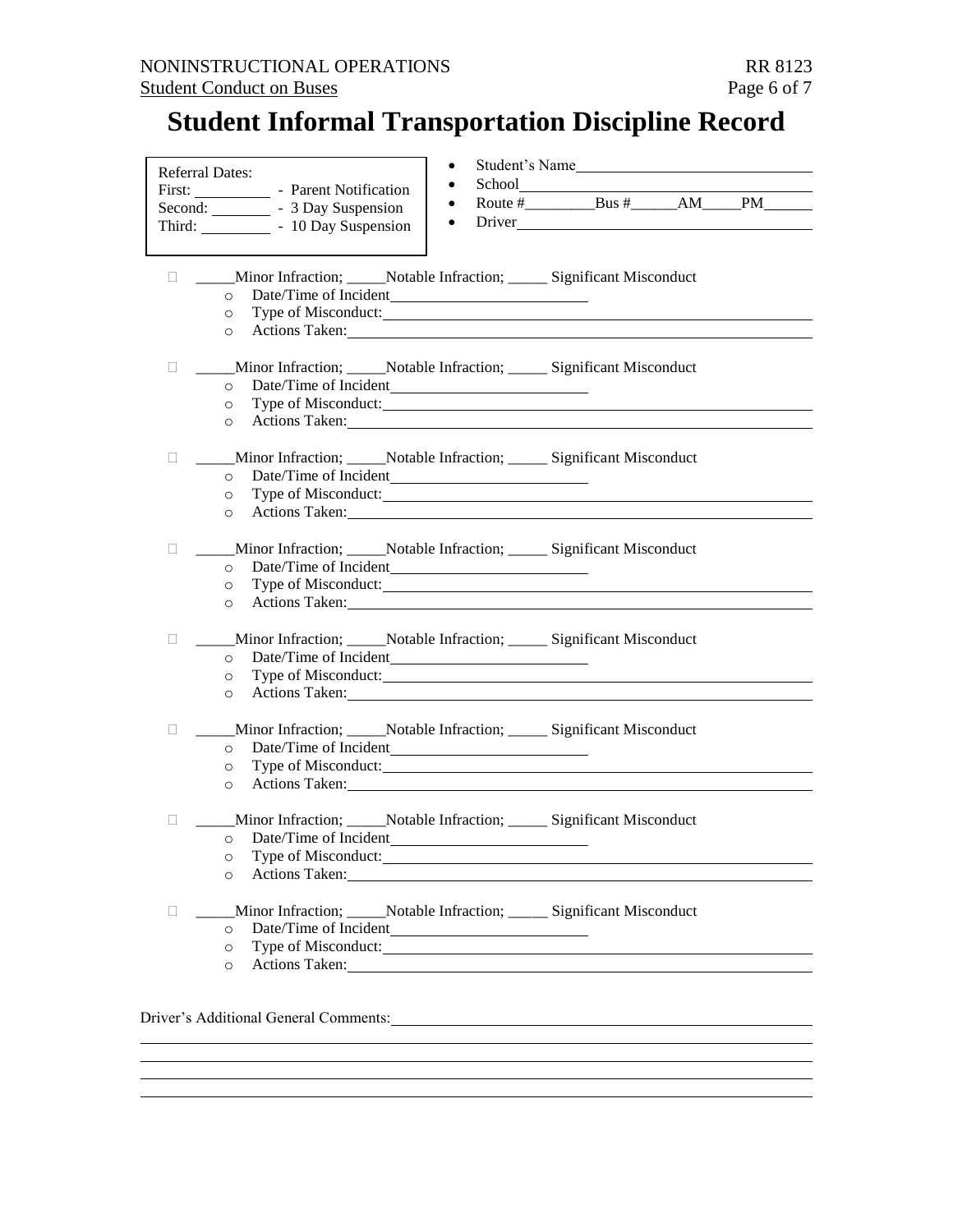# Student Informal Transportation Discipline Record

Referral Dates:
First: __________ - Parent Notification
Second: ________ - 3 Day Suspension
Third: _________ - 10 Day Suspension

- Student's Name______________________________
- School______________________________________
- Route #_________Bus #______AM_____PM______
- Driver______________________________________

- _____Minor Infraction; _____Notable Infraction; _____ Significant Misconduct
  - Date/Time of Incident______________________
  - Type of Misconduct:______________________
  - Actions Taken:______________________

- _____Minor Infraction; _____Notable Infraction; _____ Significant Misconduct
  - Date/Time of Incident______________________
  - Type of Misconduct:______________________
  - Actions Taken:______________________

- _____Minor Infraction; _____Notable Infraction; _____ Significant Misconduct
  - Date/Time of Incident______________________
  - Type of Misconduct:______________________
  - Actions Taken:______________________

- _____Minor Infraction; _____Notable Infraction; _____ Significant Misconduct
  - Date/Time of Incident______________________
  - Type of Misconduct:______________________
  - Actions Taken:______________________

- _____Minor Infraction; _____Notable Infraction; _____ Significant Misconduct
  - Date/Time of Incident______________________
  - Type of Misconduct:______________________
  - Actions Taken:______________________

- _____Minor Infraction; _____Notable Infraction; _____ Significant Misconduct
  - Date/Time of Incident______________________
  - Type of Misconduct:______________________
  - Actions Taken:______________________

- _____Minor Infraction; _____Notable Infraction; _____ Significant Misconduct
  - Date/Time of Incident______________________
  - Type of Misconduct:______________________
  - Actions Taken:______________________

- _____Minor Infraction; _____Notable Infraction; _____ Significant Misconduct
  - Date/Time of Incident______________________
  - Type of Misconduct:______________________
  - Actions Taken:______________________

Driver's Additional General Comments:______________________________________________
_______________________________________________________________________________
_______________________________________________________________________________
_______________________________________________________________________________
_______________________________________________________________________________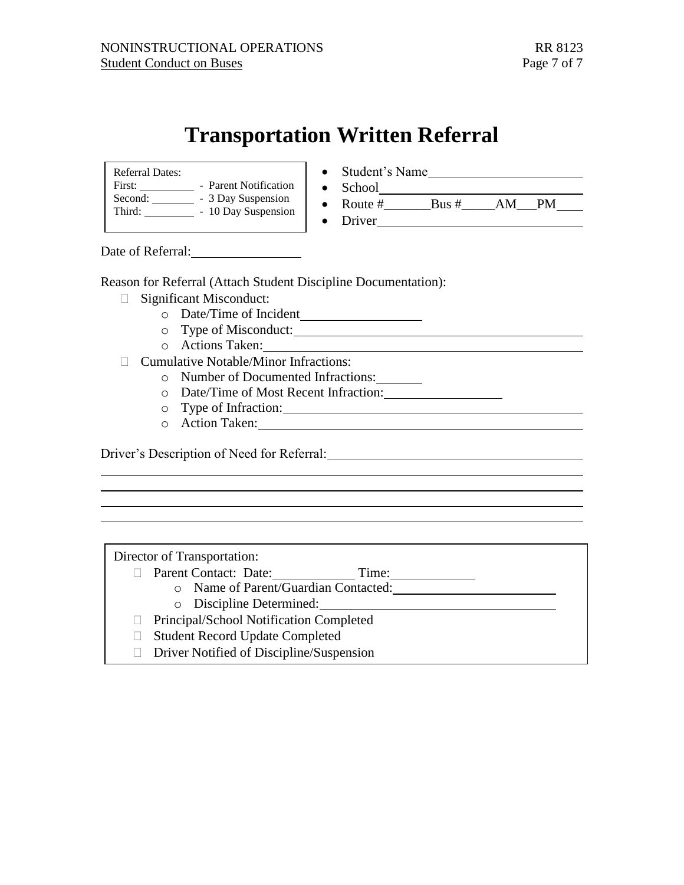# Transportation Written Referral

Referral Dates:
First: _________ - Parent Notification
Second: ________ - 3 Day Suspension
Third: _________ - 10 Day Suspension

- Student's Name______________________
- School______________________________
- Route #_______Bus #_____AM___PM____
- Driver______________________________

Date of Referral:________________

Reason for Referral (Attach Student Discipline Documentation):

- ☐ Significant Misconduct:
  - Date/Time of Incident__________________
  - Type of Misconduct:____________________________________________
  - Actions Taken:________________________________________________
- ☐ Cumulative Notable/Minor Infractions:
  - Number of Documented Infractions:_______
  - Date/Time of Most Recent Infraction:_________________
  - Type of Infraction:____________________________________________
  - Action Taken:________________________________________________

Driver's Description of Need for Referral:_____________________________________
______________________________________________________________________
______________________________________________________________________
______________________________________________________________________
______________________________________________________________________

Director of Transportation:

- ☐ Parent Contact: Date:____________ Time:____________
  - Name of Parent/Guardian Contacted:_________________________
  - Discipline Determined:___________________________________
- ☐ Principal/School Notification Completed
- ☐ Student Record Update Completed
- ☐ Driver Notified of Discipline/Suspension